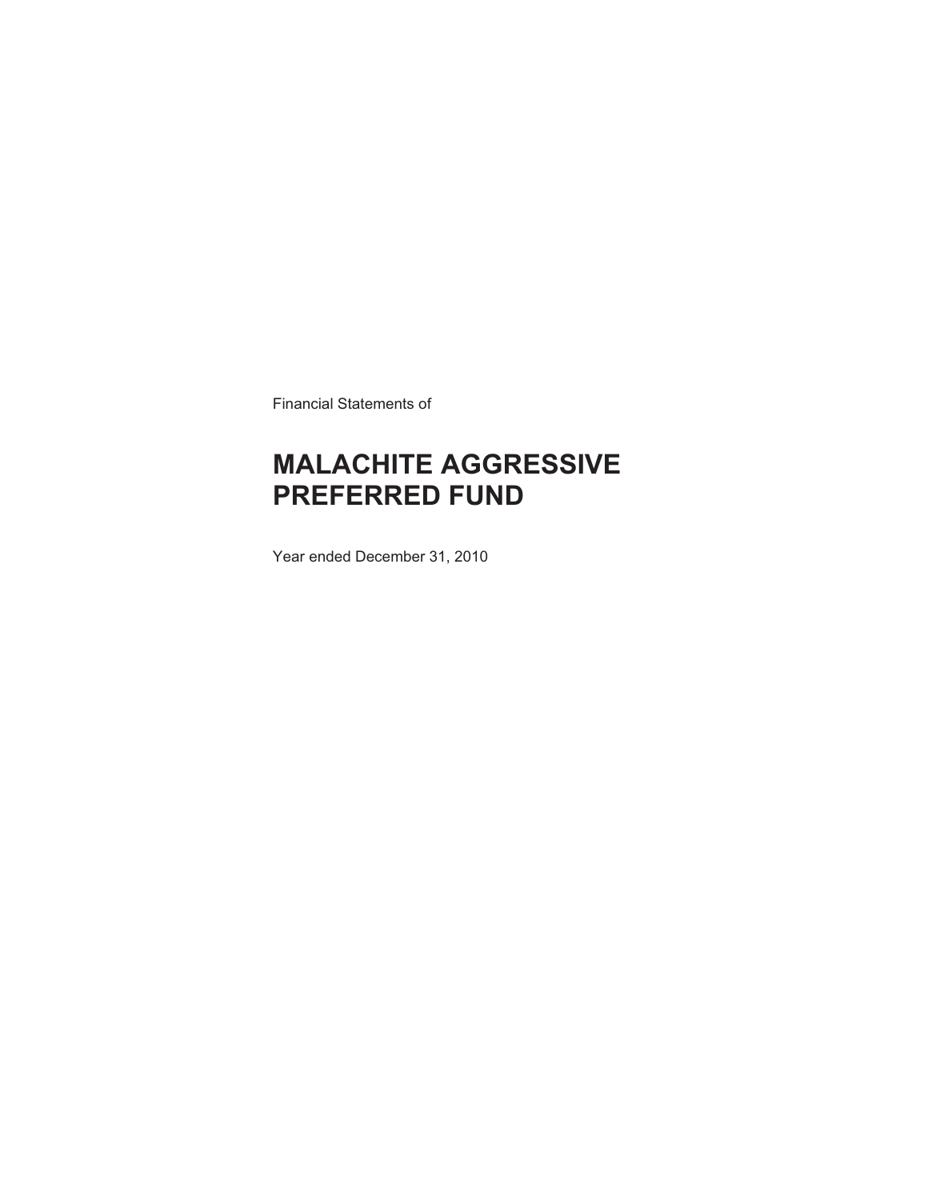Financial Statements of

# MALACHITE AGGRESSIVE PREFERRED FUND

Year ended December 31, 2010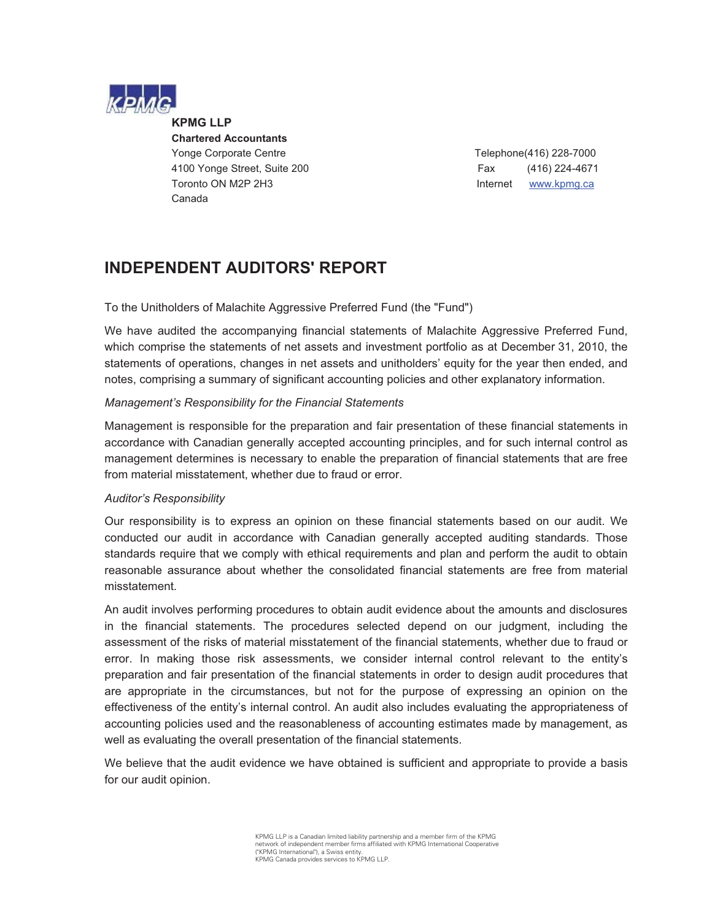**KPMG LLP**
**Chartered Accountants**
Yonge Corporate Centre
4100 Yonge Street, Suite 200
Toronto ON M2P 2H3
Canada

Telephone (416) 228-7000
Fax (416) 224-4671
Internet www.kpmg.ca

# INDEPENDENT AUDITORS' REPORT

To the Unitholders of Malachite Aggressive Preferred Fund (the "Fund")

We have audited the accompanying financial statements of Malachite Aggressive Preferred Fund, which comprise the statements of net assets and investment portfolio as at December 31, 2010, the statements of operations, changes in net assets and unitholders' equity for the year then ended, and notes, comprising a summary of significant accounting policies and other explanatory information.

*Management's Responsibility for the Financial Statements*

Management is responsible for the preparation and fair presentation of these financial statements in accordance with Canadian generally accepted accounting principles, and for such internal control as management determines is necessary to enable the preparation of financial statements that are free from material misstatement, whether due to fraud or error.

*Auditor's Responsibility*

Our responsibility is to express an opinion on these financial statements based on our audit. We conducted our audit in accordance with Canadian generally accepted auditing standards. Those standards require that we comply with ethical requirements and plan and perform the audit to obtain reasonable assurance about whether the consolidated financial statements are free from material misstatement.

An audit involves performing procedures to obtain audit evidence about the amounts and disclosures in the financial statements. The procedures selected depend on our judgment, including the assessment of the risks of material misstatement of the financial statements, whether due to fraud or error. In making those risk assessments, we consider internal control relevant to the entity's preparation and fair presentation of the financial statements in order to design audit procedures that are appropriate in the circumstances, but not for the purpose of expressing an opinion on the effectiveness of the entity's internal control. An audit also includes evaluating the appropriateness of accounting policies used and the reasonableness of accounting estimates made by management, as well as evaluating the overall presentation of the financial statements.

We believe that the audit evidence we have obtained is sufficient and appropriate to provide a basis for our audit opinion.

KPMG LLP is a Canadian limited liability partnership and a member firm of the KPMG network of independent member firms affiliated with KPMG International Cooperative ("KPMG International"), a Swiss entity.
KPMG Canada provides services to KPMG LLP.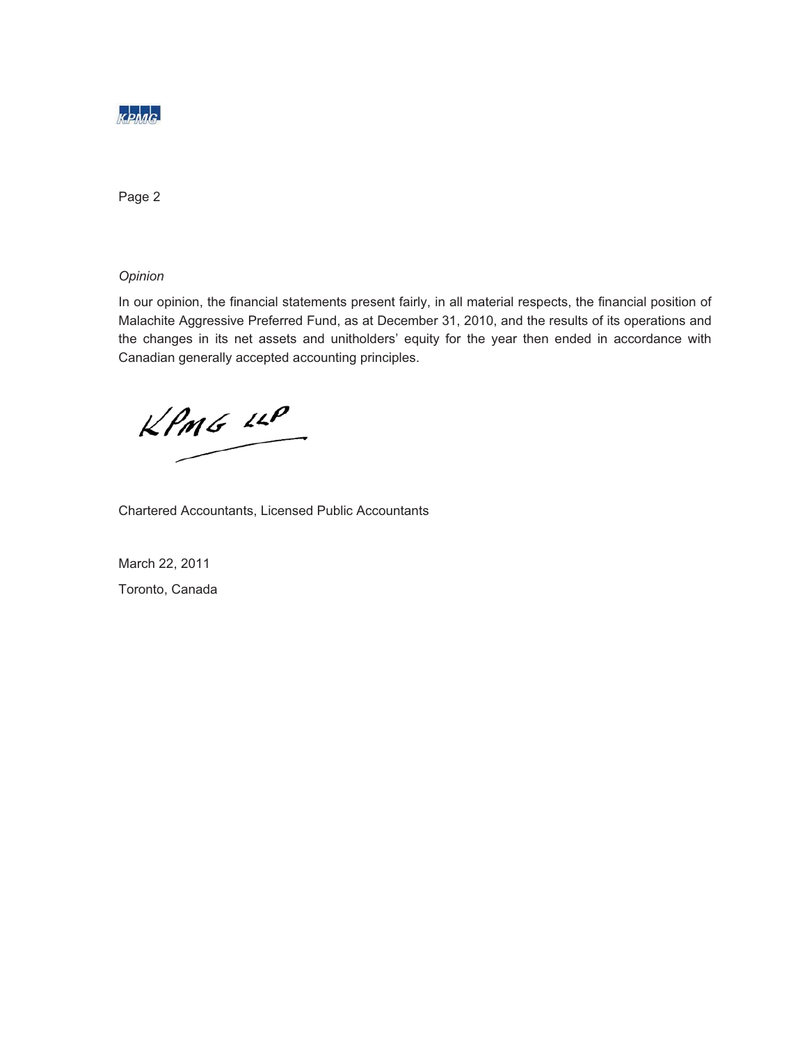*Opinion*

In our opinion, the financial statements present fairly, in all material respects, the financial position of Malachite Aggressive Preferred Fund, as at December 31, 2010, and the results of its operations and the changes in its net assets and unitholders' equity for the year then ended in accordance with Canadian generally accepted accounting principles.

KPMG LLP

Chartered Accountants, Licensed Public Accountants

March 22, 2011

Toronto, Canada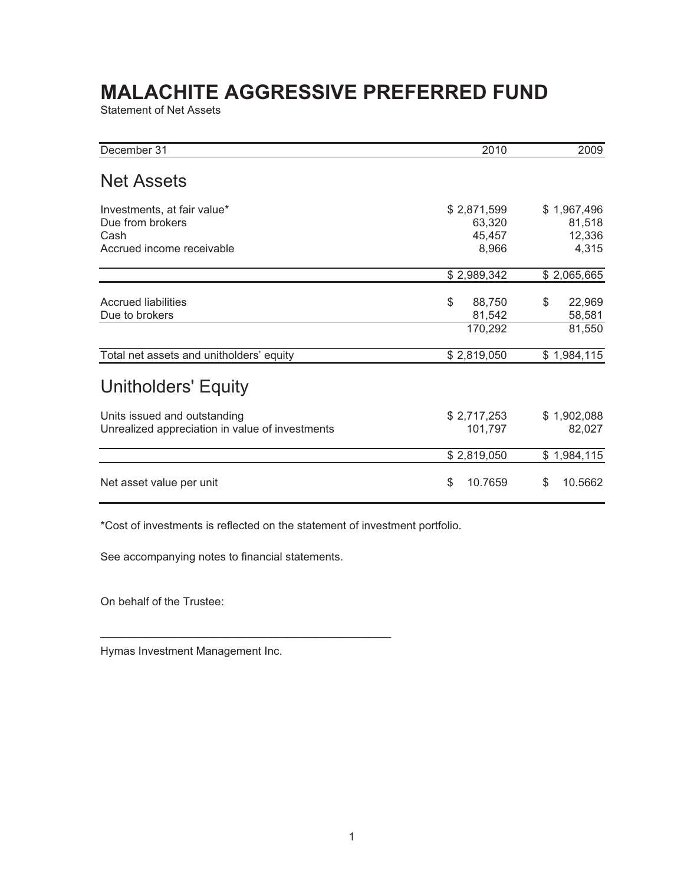# MALACHITE AGGRESSIVE PREFERRED FUND

Statement of Net Assets

| December 31 | 2010 | 2009 |
|---|---|---|
| **Net Assets** | | |
| Investments, at fair value* | $ 2,871,599 | $ 1,967,496 |
| Due from brokers | 63,320 | 81,518 |
| Cash | 45,457 | 12,336 |
| Accrued income receivable | 8,966 | 4,315 |
| | $ 2,989,342 | $ 2,065,665 |
| Accrued liabilities | $ 88,750 | $ 22,969 |
| Due to brokers | 81,542 | 58,581 |
| | 170,292 | 81,550 |
| Total net assets and unitholders' equity | $ 2,819,050 | $ 1,984,115 |
| **Unitholders' Equity** | | |
| Units issued and outstanding | $ 2,717,253 | $ 1,902,088 |
| Unrealized appreciation in value of investments | 101,797 | 82,027 |
| | $ 2,819,050 | $ 1,984,115 |
| Net asset value per unit | $ 10.7659 | $ 10.5662 |

*Cost of investments is reflected on the statement of investment portfolio.

See accompanying notes to financial statements.

On behalf of the Trustee:

_______________________________________________

Hymas Investment Management Inc.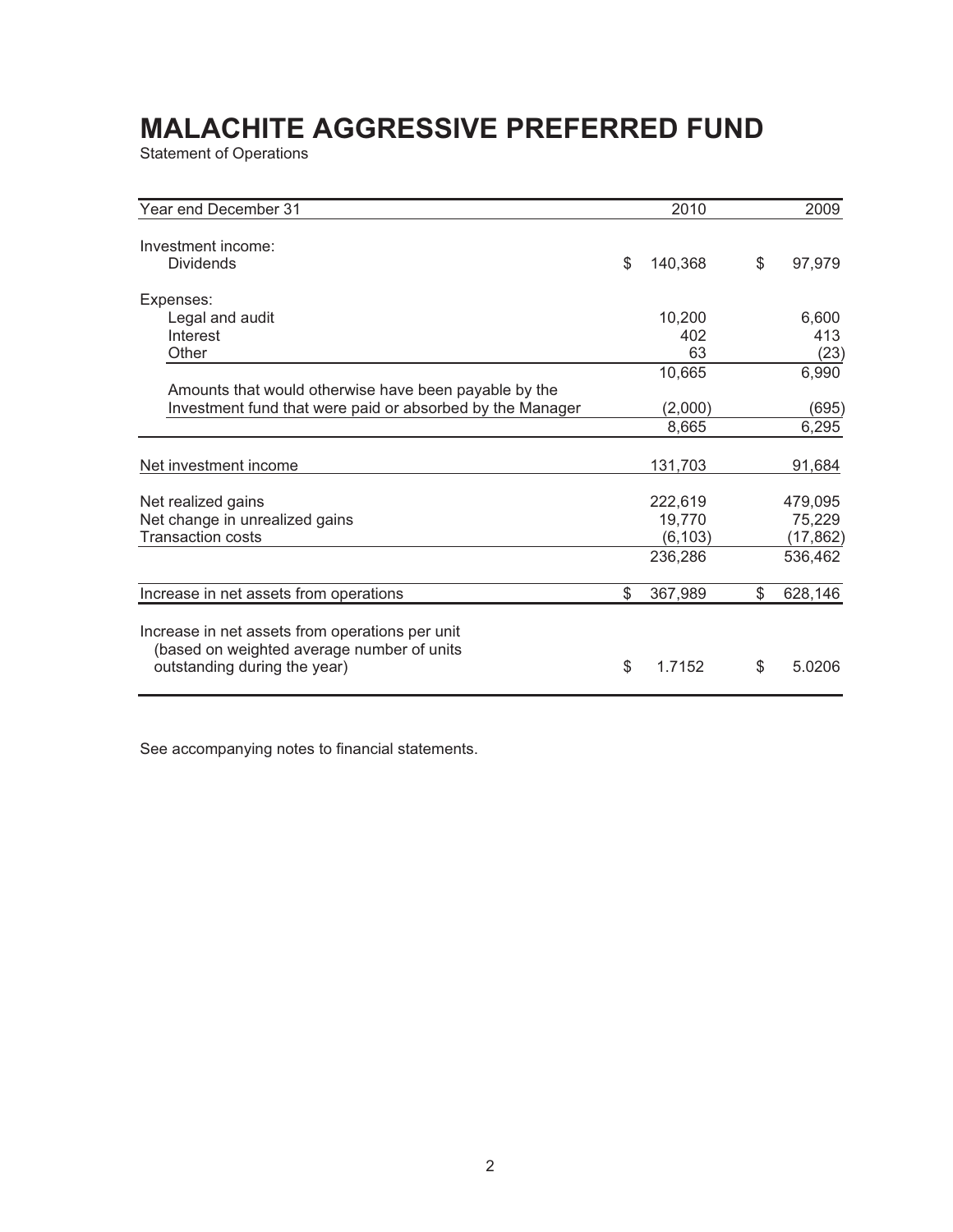# MALACHITE AGGRESSIVE PREFERRED FUND

Statement of Operations

| Year end December 31 | 2010 | 2009 |
|---|---|---|
| Investment income: | | |
| Dividends | $ 140,368 | $ 97,979 |
| Expenses: | | |
| Legal and audit | 10,200 | 6,600 |
| Interest | 402 | 413 |
| Other | 63 | (23) |
| | 10,665 | 6,990 |
| Amounts that would otherwise have been payable by the Investment fund that were paid or absorbed by the Manager | (2,000) | (695) |
| | 8,665 | 6,295 |
| Net investment income | 131,703 | 91,684 |
| Net realized gains | 222,619 | 479,095 |
| Net change in unrealized gains | 19,770 | 75,229 |
| Transaction costs | (6,103) | (17,862) |
| | 236,286 | 536,462 |
| Increase in net assets from operations | $ 367,989 | $ 628,146 |
| Increase in net assets from operations per unit (based on weighted average number of units outstanding during the year) | $ 1.7152 | $ 5.0206 |

See accompanying notes to financial statements.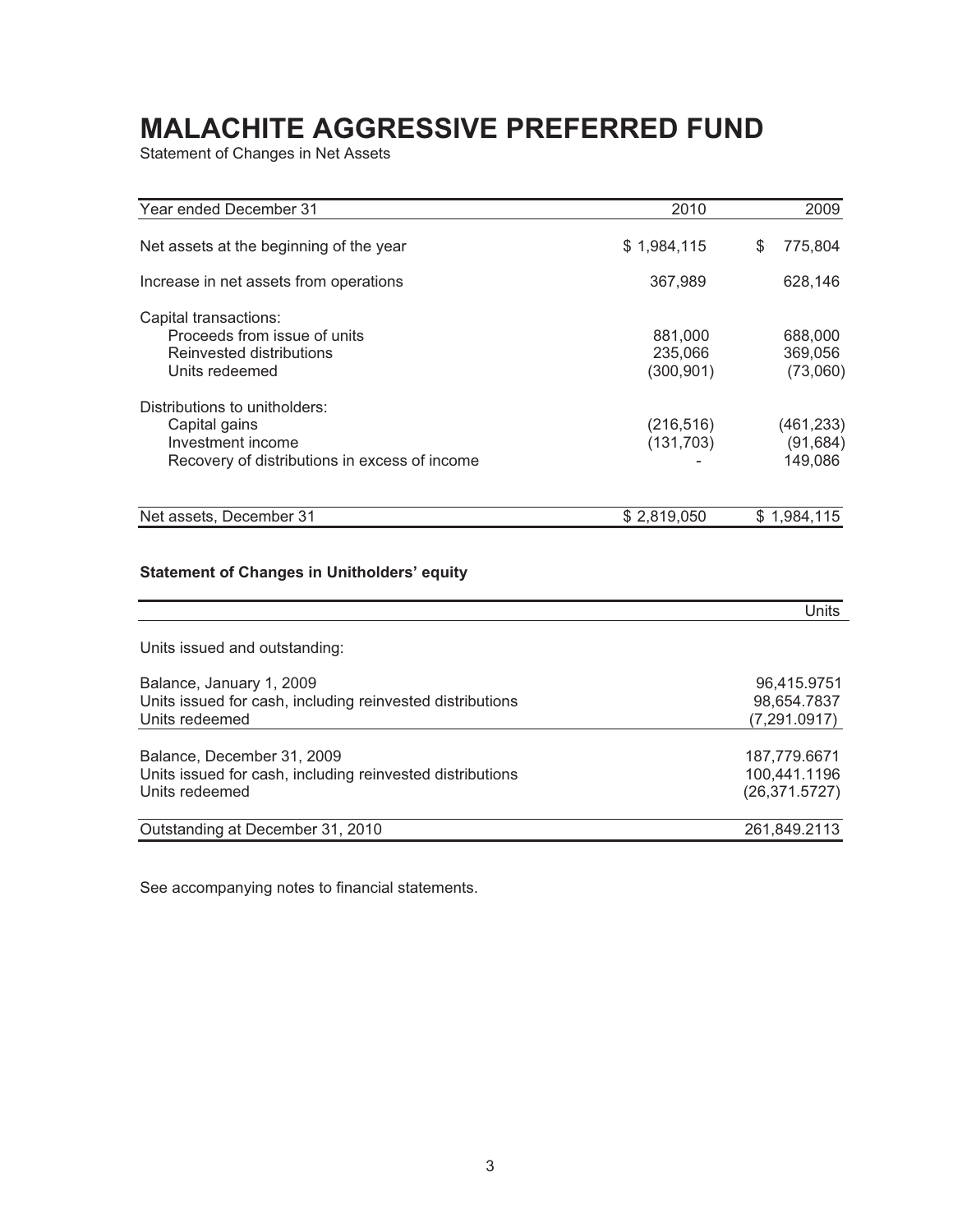# MALACHITE AGGRESSIVE PREFERRED FUND

Statement of Changes in Net Assets

| Year ended December 31 | 2010 | 2009 |
|---|---|---|
| Net assets at the beginning of the year | $ 1,984,115 | $ 775,804 |
| Increase in net assets from operations | 367,989 | 628,146 |
| Capital transactions: | | |
| Proceeds from issue of units | 881,000 | 688,000 |
| Reinvested distributions | 235,066 | 369,056 |
| Units redeemed | (300,901) | (73,060) |
| Distributions to unitholders: | | |
| Capital gains | (216,516) | (461,233) |
| Investment income | (131,703) | (91,684) |
| Recovery of distributions in excess of income | - | 149,086 |
| Net assets, December 31 | $ 2,819,050 | $ 1,984,115 |

**Statement of Changes in Unitholders' equity**

| | Units |
|---|---|
| Units issued and outstanding: | |
| Balance, January 1, 2009 | 96,415.9751 |
| Units issued for cash, including reinvested distributions | 98,654.7837 |
| Units redeemed | (7,291.0917) |
| Balance, December 31, 2009 | 187,779.6671 |
| Units issued for cash, including reinvested distributions | 100,441.1196 |
| Units redeemed | (26,371.5727) |
| Outstanding at December 31, 2010 | 261,849.2113 |

See accompanying notes to financial statements.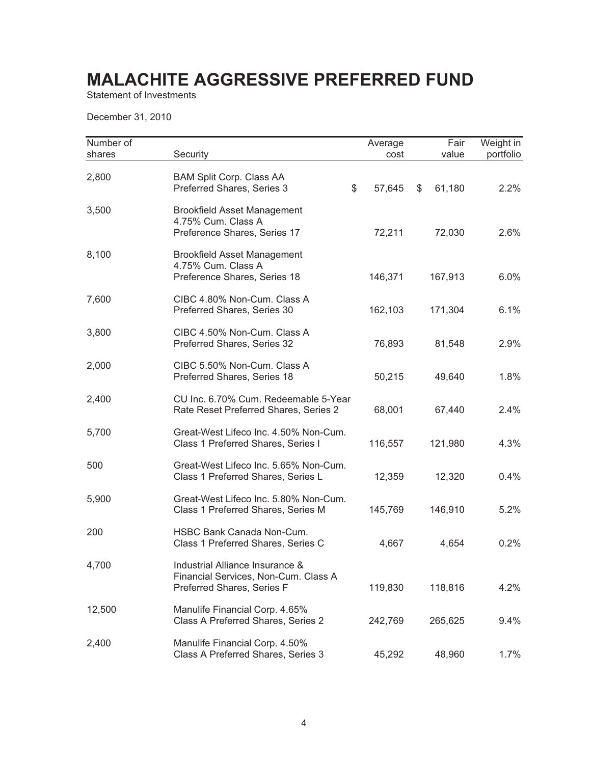# MALACHITE AGGRESSIVE PREFERRED FUND

Statement of Investments

December 31, 2010

| Number of shares | Security | Average cost | Fair value | Weight in portfolio |
|---|---|---|---|---|
| 2,800 | BAM Split Corp. Class AA Preferred Shares, Series 3 | $ 57,645 | $ 61,180 | 2.2% |
| 3,500 | Brookfield Asset Management 4.75% Cum. Class A Preference Shares, Series 17 | 72,211 | 72,030 | 2.6% |
| 8,100 | Brookfield Asset Management 4.75% Cum. Class A Preference Shares, Series 18 | 146,371 | 167,913 | 6.0% |
| 7,600 | CIBC 4.80% Non-Cum. Class A Preferred Shares, Series 30 | 162,103 | 171,304 | 6.1% |
| 3,800 | CIBC 4.50% Non-Cum. Class A Preferred Shares, Series 32 | 76,893 | 81,548 | 2.9% |
| 2,000 | CIBC 5.50% Non-Cum. Class A Preferred Shares, Series 18 | 50,215 | 49,640 | 1.8% |
| 2,400 | CU Inc. 6.70% Cum. Redeemable 5-Year Rate Reset Preferred Shares, Series 2 | 68,001 | 67,440 | 2.4% |
| 5,700 | Great-West Lifeco Inc. 4.50% Non-Cum. Class 1 Preferred Shares, Series I | 116,557 | 121,980 | 4.3% |
| 500 | Great-West Lifeco Inc. 5.65% Non-Cum. Class 1 Preferred Shares, Series L | 12,359 | 12,320 | 0.4% |
| 5,900 | Great-West Lifeco Inc. 5.80% Non-Cum. Class 1 Preferred Shares, Series M | 145,769 | 146,910 | 5.2% |
| 200 | HSBC Bank Canada Non-Cum. Class 1 Preferred Shares, Series C | 4,667 | 4,654 | 0.2% |
| 4,700 | Industrial Alliance Insurance & Financial Services, Non-Cum. Class A Preferred Shares, Series F | 119,830 | 118,816 | 4.2% |
| 12,500 | Manulife Financial Corp. 4.65% Class A Preferred Shares, Series 2 | 242,769 | 265,625 | 9.4% |
| 2,400 | Manulife Financial Corp. 4.50% Class A Preferred Shares, Series 3 | 45,292 | 48,960 | 1.7% |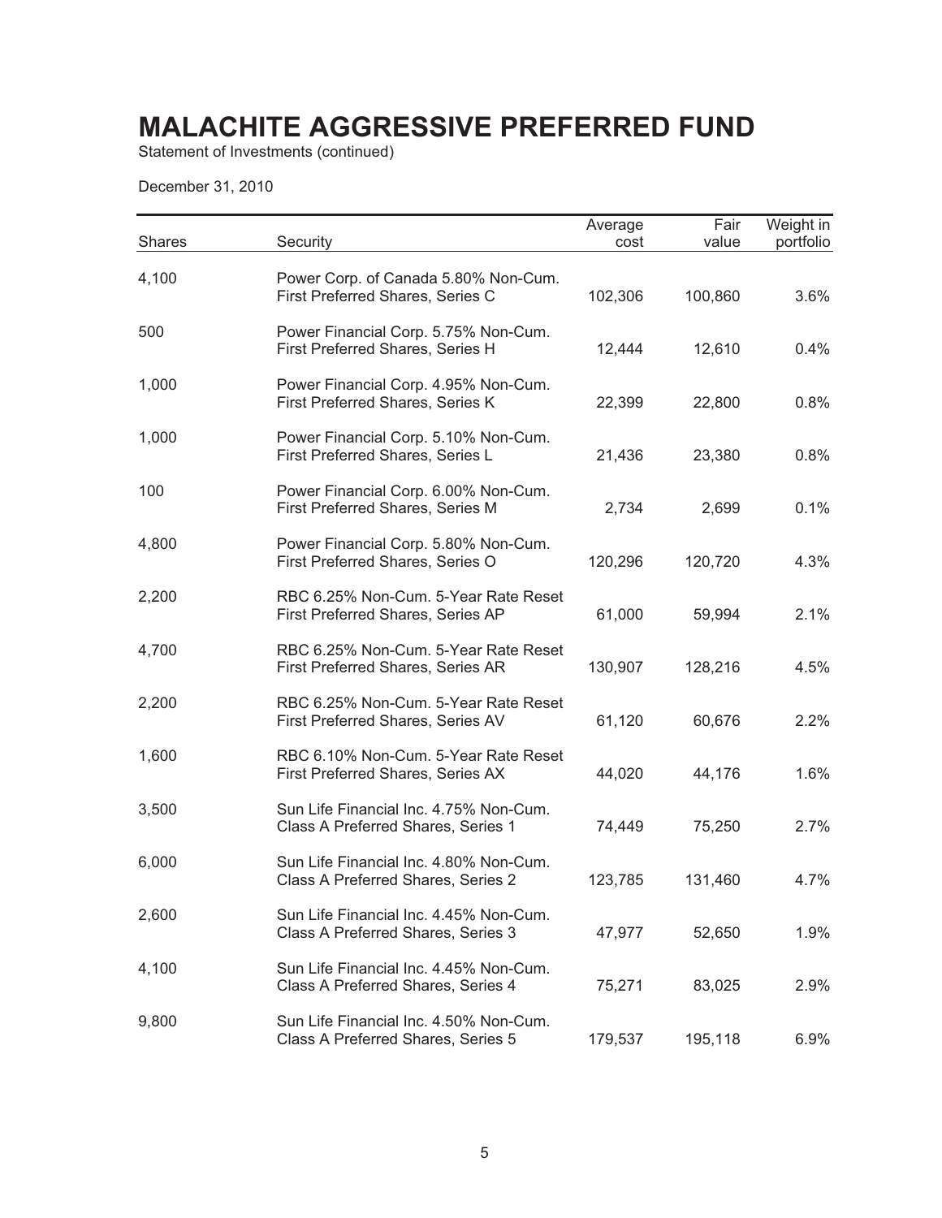# MALACHITE AGGRESSIVE PREFERRED FUND

Statement of Investments (continued)

December 31, 2010

| Shares | Security | Average cost | Fair value | Weight in portfolio |
|---|---|---|---|---|
| 4,100 | Power Corp. of Canada 5.80% Non-Cum. First Preferred Shares, Series C | 102,306 | 100,860 | 3.6% |
| 500 | Power Financial Corp. 5.75% Non-Cum. First Preferred Shares, Series H | 12,444 | 12,610 | 0.4% |
| 1,000 | Power Financial Corp. 4.95% Non-Cum. First Preferred Shares, Series K | 22,399 | 22,800 | 0.8% |
| 1,000 | Power Financial Corp. 5.10% Non-Cum. First Preferred Shares, Series L | 21,436 | 23,380 | 0.8% |
| 100 | Power Financial Corp. 6.00% Non-Cum. First Preferred Shares, Series M | 2,734 | 2,699 | 0.1% |
| 4,800 | Power Financial Corp. 5.80% Non-Cum. First Preferred Shares, Series O | 120,296 | 120,720 | 4.3% |
| 2,200 | RBC 6.25% Non-Cum. 5-Year Rate Reset First Preferred Shares, Series AP | 61,000 | 59,994 | 2.1% |
| 4,700 | RBC 6.25% Non-Cum. 5-Year Rate Reset First Preferred Shares, Series AR | 130,907 | 128,216 | 4.5% |
| 2,200 | RBC 6.25% Non-Cum. 5-Year Rate Reset First Preferred Shares, Series AV | 61,120 | 60,676 | 2.2% |
| 1,600 | RBC 6.10% Non-Cum. 5-Year Rate Reset First Preferred Shares, Series AX | 44,020 | 44,176 | 1.6% |
| 3,500 | Sun Life Financial Inc. 4.75% Non-Cum. Class A Preferred Shares, Series 1 | 74,449 | 75,250 | 2.7% |
| 6,000 | Sun Life Financial Inc. 4.80% Non-Cum. Class A Preferred Shares, Series 2 | 123,785 | 131,460 | 4.7% |
| 2,600 | Sun Life Financial Inc. 4.45% Non-Cum. Class A Preferred Shares, Series 3 | 47,977 | 52,650 | 1.9% |
| 4,100 | Sun Life Financial Inc. 4.45% Non-Cum. Class A Preferred Shares, Series 4 | 75,271 | 83,025 | 2.9% |
| 9,800 | Sun Life Financial Inc. 4.50% Non-Cum. Class A Preferred Shares, Series 5 | 179,537 | 195,118 | 6.9% |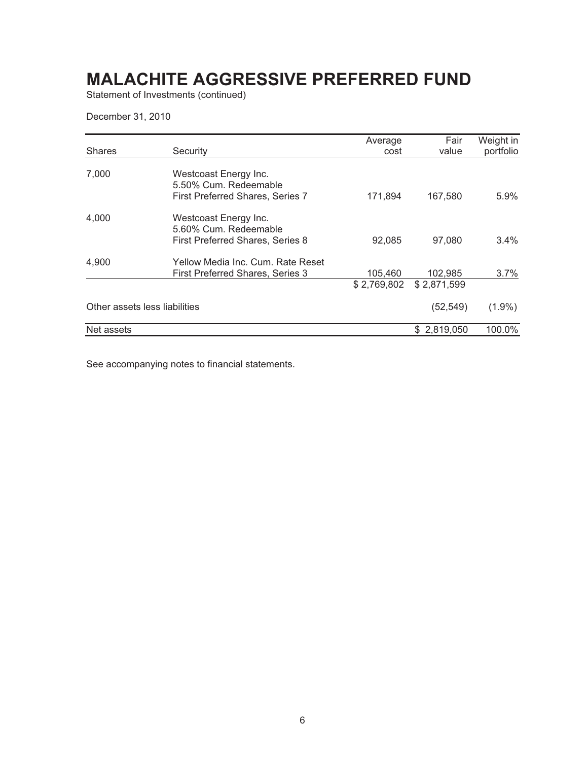# MALACHITE AGGRESSIVE PREFERRED FUND

Statement of Investments (continued)

December 31, 2010

| Shares | Security | Average cost | Fair value | Weight in portfolio |
|---|---|---|---|---|
| 7,000 | Westcoast Energy Inc. 5.50% Cum. Redeemable First Preferred Shares, Series 7 | 171,894 | 167,580 | 5.9% |
| 4,000 | Westcoast Energy Inc. 5.60% Cum. Redeemable First Preferred Shares, Series 8 | 92,085 | 97,080 | 3.4% |
| 4,900 | Yellow Media Inc. Cum. Rate Reset First Preferred Shares, Series 3 | 105,460 | 102,985 | 3.7% |
| | | $ 2,769,802 | $ 2,871,599 | |
| Other assets less liabilities | | | (52,549) | (1.9%) |
| Net assets | | | $ 2,819,050 | 100.0% |

See accompanying notes to financial statements.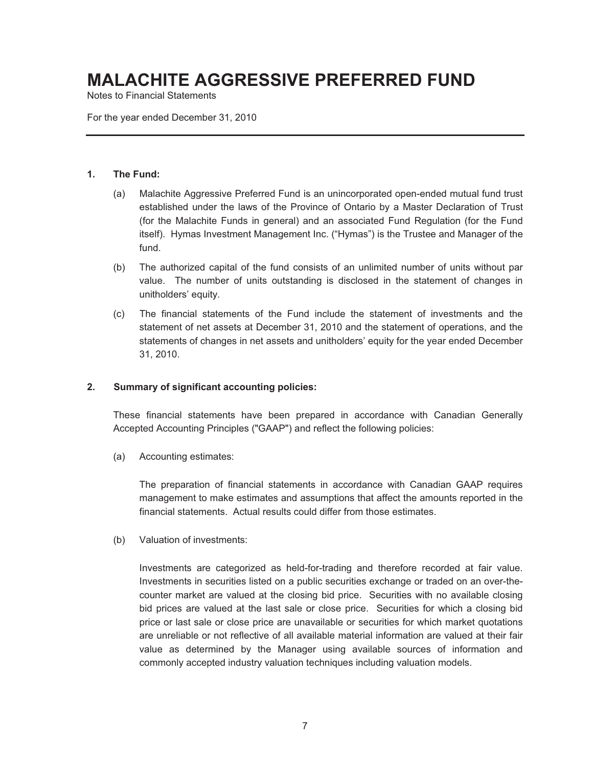# MALACHITE AGGRESSIVE PREFERRED FUND

Notes to Financial Statements

For the year ended December 31, 2010

---

**1. The Fund:**

(a) Malachite Aggressive Preferred Fund is an unincorporated open-ended mutual fund trust established under the laws of the Province of Ontario by a Master Declaration of Trust (for the Malachite Funds in general) and an associated Fund Regulation (for the Fund itself). Hymas Investment Management Inc. ("Hymas") is the Trustee and Manager of the fund.

(b) The authorized capital of the fund consists of an unlimited number of units without par value. The number of units outstanding is disclosed in the statement of changes in unitholders' equity.

(c) The financial statements of the Fund include the statement of investments and the statement of net assets at December 31, 2010 and the statement of operations, and the statements of changes in net assets and unitholders' equity for the year ended December 31, 2010.

**2. Summary of significant accounting policies:**

These financial statements have been prepared in accordance with Canadian Generally Accepted Accounting Principles ("GAAP") and reflect the following policies:

(a) Accounting estimates:

The preparation of financial statements in accordance with Canadian GAAP requires management to make estimates and assumptions that affect the amounts reported in the financial statements. Actual results could differ from those estimates.

(b) Valuation of investments:

Investments are categorized as held-for-trading and therefore recorded at fair value. Investments in securities listed on a public securities exchange or traded on an over-the-counter market are valued at the closing bid price. Securities with no available closing bid prices are valued at the last sale or close price. Securities for which a closing bid price or last sale or close price are unavailable or securities for which market quotations are unreliable or not reflective of all available material information are valued at their fair value as determined by the Manager using available sources of information and commonly accepted industry valuation techniques including valuation models.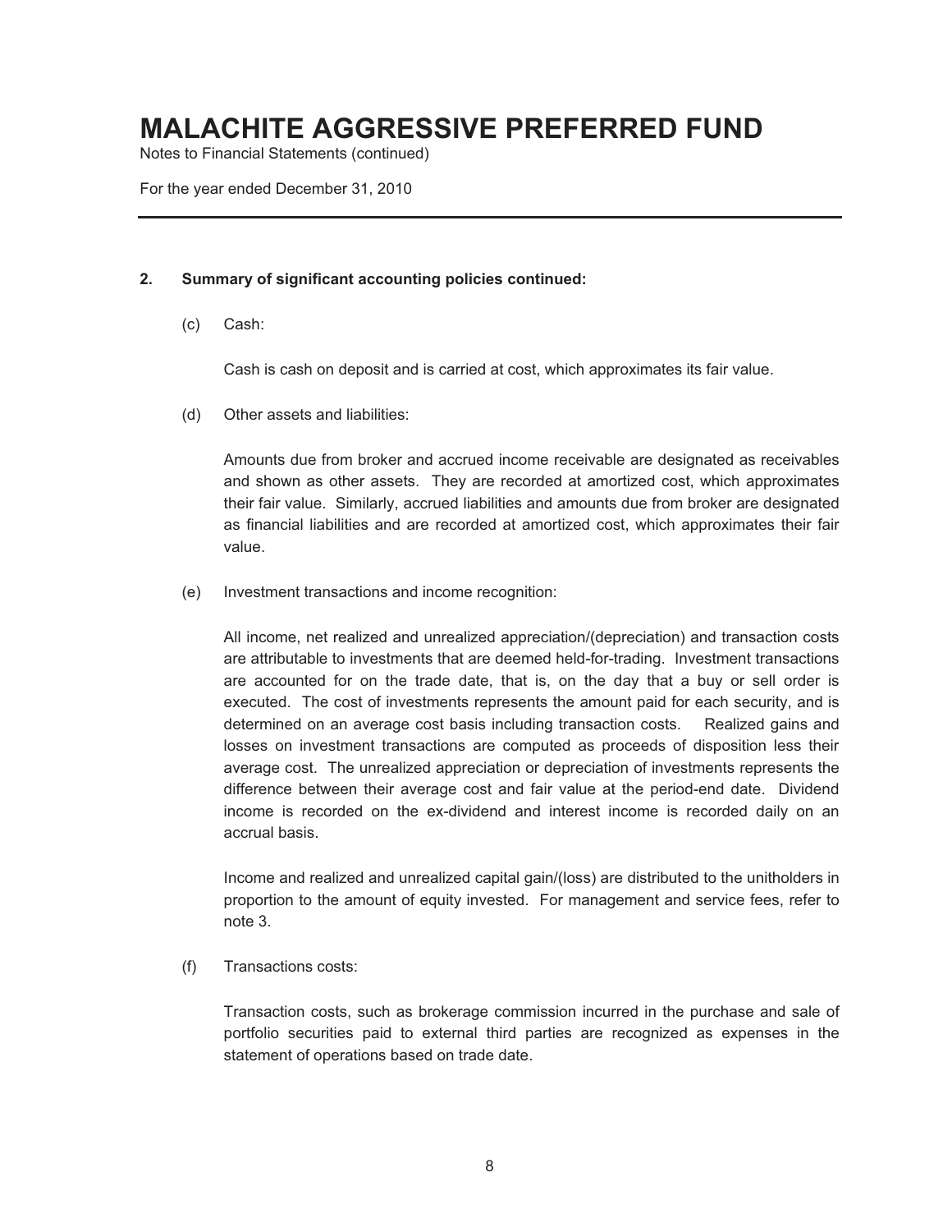# MALACHITE AGGRESSIVE PREFERRED FUND

Notes to Financial Statements (continued)

For the year ended December 31, 2010

---

**2. Summary of significant accounting policies continued:**

(c) Cash:

Cash is cash on deposit and is carried at cost, which approximates its fair value.

(d) Other assets and liabilities:

Amounts due from broker and accrued income receivable are designated as receivables and shown as other assets. They are recorded at amortized cost, which approximates their fair value. Similarly, accrued liabilities and amounts due from broker are designated as financial liabilities and are recorded at amortized cost, which approximates their fair value.

(e) Investment transactions and income recognition:

All income, net realized and unrealized appreciation/(depreciation) and transaction costs are attributable to investments that are deemed held-for-trading. Investment transactions are accounted for on the trade date, that is, on the day that a buy or sell order is executed. The cost of investments represents the amount paid for each security, and is determined on an average cost basis including transaction costs. Realized gains and losses on investment transactions are computed as proceeds of disposition less their average cost. The unrealized appreciation or depreciation of investments represents the difference between their average cost and fair value at the period-end date. Dividend income is recorded on the ex-dividend and interest income is recorded daily on an accrual basis.

Income and realized and unrealized capital gain/(loss) are distributed to the unitholders in proportion to the amount of equity invested. For management and service fees, refer to note 3.

(f) Transactions costs:

Transaction costs, such as brokerage commission incurred in the purchase and sale of portfolio securities paid to external third parties are recognized as expenses in the statement of operations based on trade date.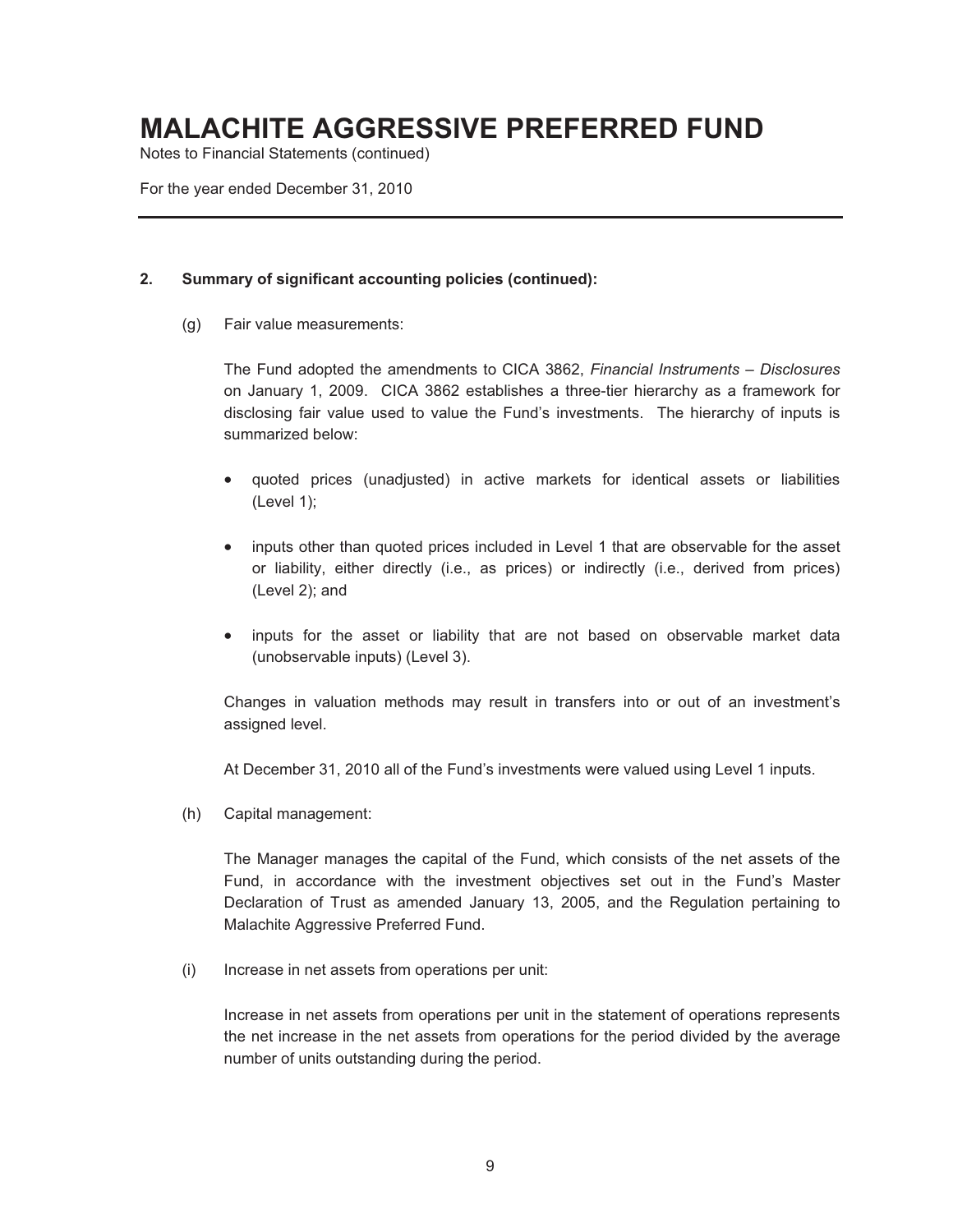# MALACHITE AGGRESSIVE PREFERRED FUND

Notes to Financial Statements (continued)

For the year ended December 31, 2010

## 2. Summary of significant accounting policies (continued):

(g) Fair value measurements:

The Fund adopted the amendments to CICA 3862, *Financial Instruments – Disclosures* on January 1, 2009. CICA 3862 establishes a three-tier hierarchy as a framework for disclosing fair value used to value the Fund's investments. The hierarchy of inputs is summarized below:

- quoted prices (unadjusted) in active markets for identical assets or liabilities (Level 1);
- inputs other than quoted prices included in Level 1 that are observable for the asset or liability, either directly (i.e., as prices) or indirectly (i.e., derived from prices) (Level 2); and
- inputs for the asset or liability that are not based on observable market data (unobservable inputs) (Level 3).

Changes in valuation methods may result in transfers into or out of an investment's assigned level.

At December 31, 2010 all of the Fund's investments were valued using Level 1 inputs.

(h) Capital management:

The Manager manages the capital of the Fund, which consists of the net assets of the Fund, in accordance with the investment objectives set out in the Fund's Master Declaration of Trust as amended January 13, 2005, and the Regulation pertaining to Malachite Aggressive Preferred Fund.

(i) Increase in net assets from operations per unit:

Increase in net assets from operations per unit in the statement of operations represents the net increase in the net assets from operations for the period divided by the average number of units outstanding during the period.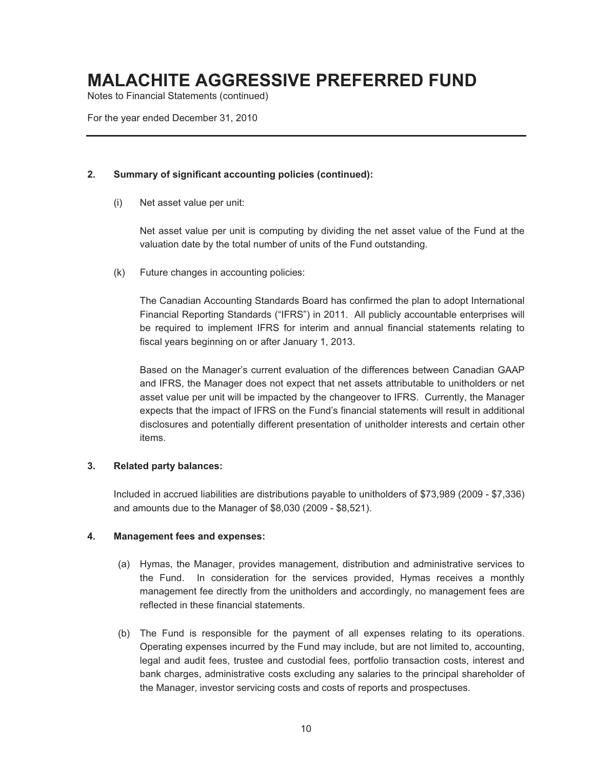# MALACHITE AGGRESSIVE PREFERRED FUND

Notes to Financial Statements (continued)

For the year ended December 31, 2010

**2. Summary of significant accounting policies (continued):**

(i) Net asset value per unit:

Net asset value per unit is computing by dividing the net asset value of the Fund at the valuation date by the total number of units of the Fund outstanding.

(k) Future changes in accounting policies:

The Canadian Accounting Standards Board has confirmed the plan to adopt International Financial Reporting Standards ("IFRS") in 2011. All publicly accountable enterprises will be required to implement IFRS for interim and annual financial statements relating to fiscal years beginning on or after January 1, 2013.

Based on the Manager's current evaluation of the differences between Canadian GAAP and IFRS, the Manager does not expect that net assets attributable to unitholders or net asset value per unit will be impacted by the changeover to IFRS. Currently, the Manager expects that the impact of IFRS on the Fund's financial statements will result in additional disclosures and potentially different presentation of unitholder interests and certain other items.

**3. Related party balances:**

Included in accrued liabilities are distributions payable to unitholders of $73,989 (2009 - $7,336) and amounts due to the Manager of $8,030 (2009 - $8,521).

**4. Management fees and expenses:**

(a) Hymas, the Manager, provides management, distribution and administrative services to the Fund. In consideration for the services provided, Hymas receives a monthly management fee directly from the unitholders and accordingly, no management fees are reflected in these financial statements.

(b) The Fund is responsible for the payment of all expenses relating to its operations. Operating expenses incurred by the Fund may include, but are not limited to, accounting, legal and audit fees, trustee and custodial fees, portfolio transaction costs, interest and bank charges, administrative costs excluding any salaries to the principal shareholder of the Manager, investor servicing costs and costs of reports and prospectuses.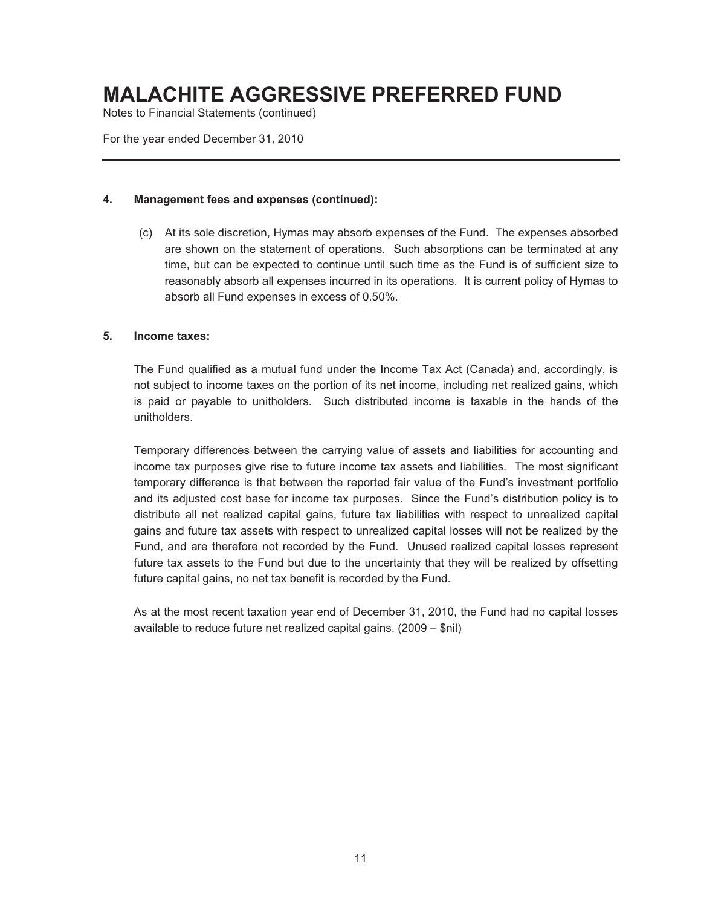# MALACHITE AGGRESSIVE PREFERRED FUND

Notes to Financial Statements (continued)

For the year ended December 31, 2010

---

**4. Management fees and expenses (continued):**

(c) At its sole discretion, Hymas may absorb expenses of the Fund. The expenses absorbed are shown on the statement of operations. Such absorptions can be terminated at any time, but can be expected to continue until such time as the Fund is of sufficient size to reasonably absorb all expenses incurred in its operations. It is current policy of Hymas to absorb all Fund expenses in excess of 0.50%.

**5. Income taxes:**

The Fund qualified as a mutual fund under the Income Tax Act (Canada) and, accordingly, is not subject to income taxes on the portion of its net income, including net realized gains, which is paid or payable to unitholders. Such distributed income is taxable in the hands of the unitholders.

Temporary differences between the carrying value of assets and liabilities for accounting and income tax purposes give rise to future income tax assets and liabilities. The most significant temporary difference is that between the reported fair value of the Fund's investment portfolio and its adjusted cost base for income tax purposes. Since the Fund's distribution policy is to distribute all net realized capital gains, future tax liabilities with respect to unrealized capital gains and future tax assets with respect to unrealized capital losses will not be realized by the Fund, and are therefore not recorded by the Fund. Unused realized capital losses represent future tax assets to the Fund but due to the uncertainty that they will be realized by offsetting future capital gains, no net tax benefit is recorded by the Fund.

As at the most recent taxation year end of December 31, 2010, the Fund had no capital losses available to reduce future net realized capital gains. (2009 – $nil)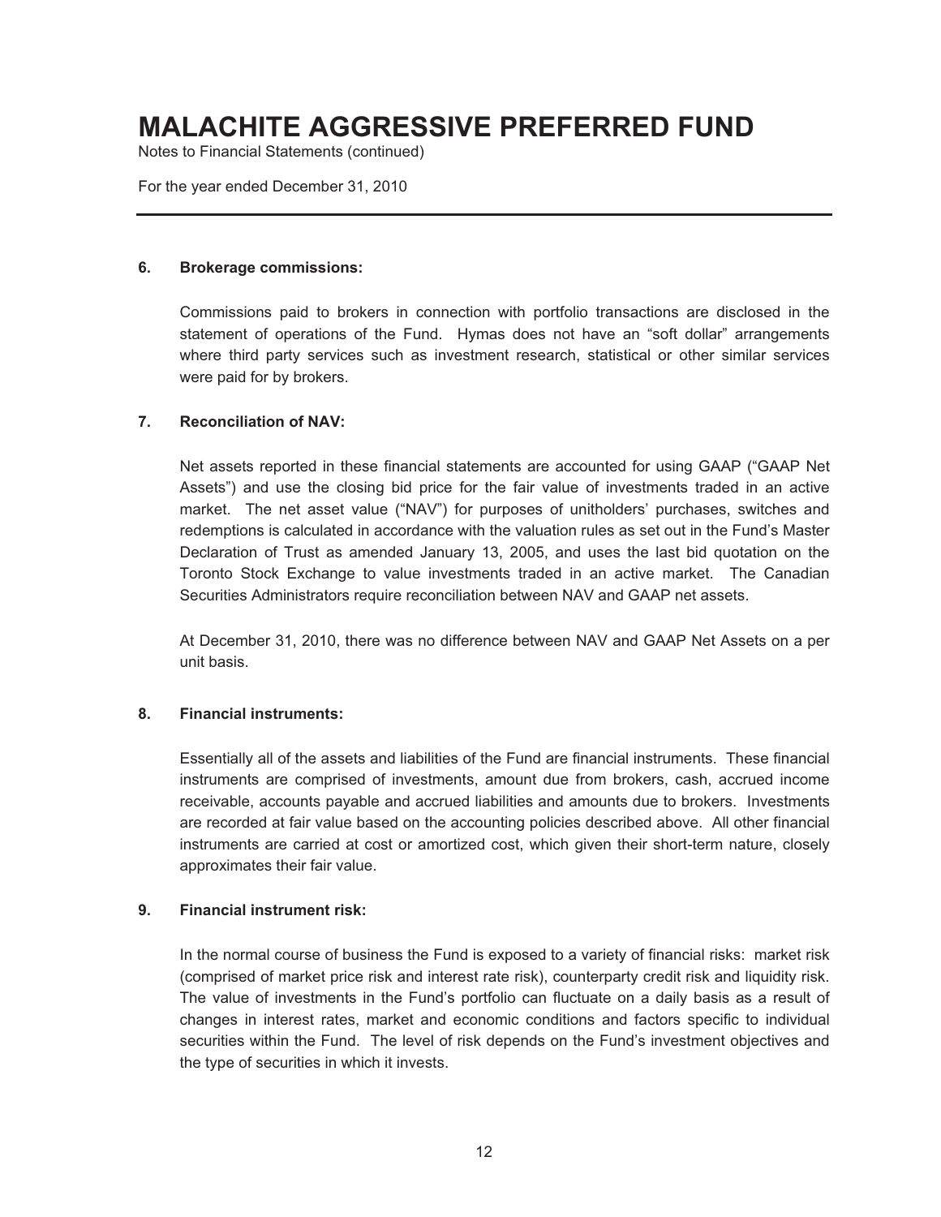# MALACHITE AGGRESSIVE PREFERRED FUND

Notes to Financial Statements (continued)

For the year ended December 31, 2010

---

## 6. Brokerage commissions:

Commissions paid to brokers in connection with portfolio transactions are disclosed in the statement of operations of the Fund. Hymas does not have an "soft dollar" arrangements where third party services such as investment research, statistical or other similar services were paid for by brokers.

## 7. Reconciliation of NAV:

Net assets reported in these financial statements are accounted for using GAAP ("GAAP Net Assets") and use the closing bid price for the fair value of investments traded in an active market. The net asset value ("NAV") for purposes of unitholders' purchases, switches and redemptions is calculated in accordance with the valuation rules as set out in the Fund's Master Declaration of Trust as amended January 13, 2005, and uses the last bid quotation on the Toronto Stock Exchange to value investments traded in an active market. The Canadian Securities Administrators require reconciliation between NAV and GAAP net assets.

At December 31, 2010, there was no difference between NAV and GAAP Net Assets on a per unit basis.

## 8. Financial instruments:

Essentially all of the assets and liabilities of the Fund are financial instruments. These financial instruments are comprised of investments, amount due from brokers, cash, accrued income receivable, accounts payable and accrued liabilities and amounts due to brokers. Investments are recorded at fair value based on the accounting policies described above. All other financial instruments are carried at cost or amortized cost, which given their short-term nature, closely approximates their fair value.

## 9. Financial instrument risk:

In the normal course of business the Fund is exposed to a variety of financial risks: market risk (comprised of market price risk and interest rate risk), counterparty credit risk and liquidity risk. The value of investments in the Fund's portfolio can fluctuate on a daily basis as a result of changes in interest rates, market and economic conditions and factors specific to individual securities within the Fund. The level of risk depends on the Fund's investment objectives and the type of securities in which it invests.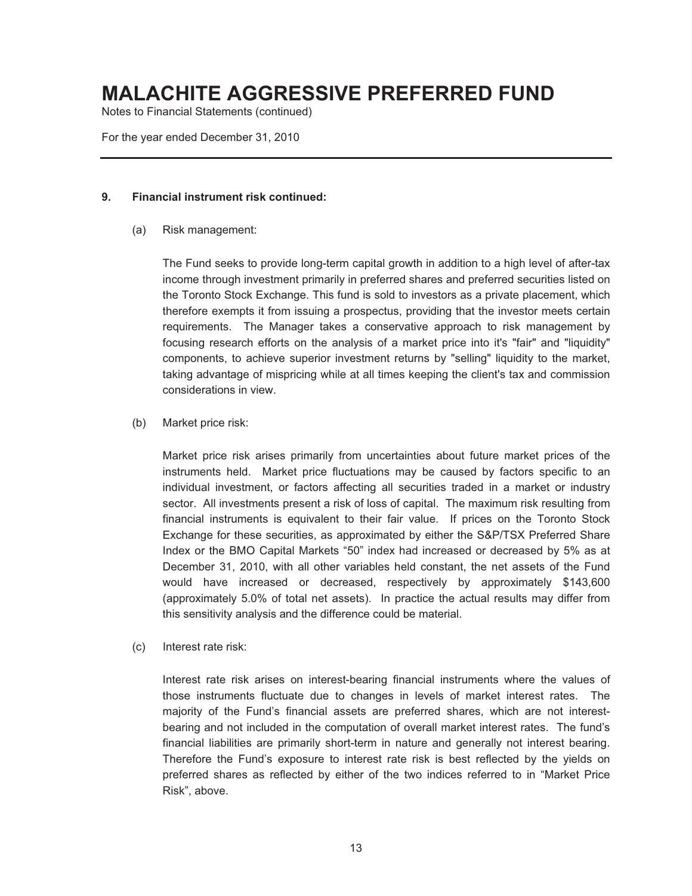# MALACHITE AGGRESSIVE PREFERRED FUND

Notes to Financial Statements (continued)

For the year ended December 31, 2010

## 9. Financial instrument risk continued:

(a) Risk management:

The Fund seeks to provide long-term capital growth in addition to a high level of after-tax income through investment primarily in preferred shares and preferred securities listed on the Toronto Stock Exchange. This fund is sold to investors as a private placement, which therefore exempts it from issuing a prospectus, providing that the investor meets certain requirements. The Manager takes a conservative approach to risk management by focusing research efforts on the analysis of a market price into it's "fair" and "liquidity" components, to achieve superior investment returns by "selling" liquidity to the market, taking advantage of mispricing while at all times keeping the client's tax and commission considerations in view.

(b) Market price risk:

Market price risk arises primarily from uncertainties about future market prices of the instruments held. Market price fluctuations may be caused by factors specific to an individual investment, or factors affecting all securities traded in a market or industry sector. All investments present a risk of loss of capital. The maximum risk resulting from financial instruments is equivalent to their fair value. If prices on the Toronto Stock Exchange for these securities, as approximated by either the S&P/TSX Preferred Share Index or the BMO Capital Markets "50" index had increased or decreased by 5% as at December 31, 2010, with all other variables held constant, the net assets of the Fund would have increased or decreased, respectively by approximately $143,600 (approximately 5.0% of total net assets). In practice the actual results may differ from this sensitivity analysis and the difference could be material.

(c) Interest rate risk:

Interest rate risk arises on interest-bearing financial instruments where the values of those instruments fluctuate due to changes in levels of market interest rates. The majority of the Fund's financial assets are preferred shares, which are not interest-bearing and not included in the computation of overall market interest rates. The fund's financial liabilities are primarily short-term in nature and generally not interest bearing. Therefore the Fund's exposure to interest rate risk is best reflected by the yields on preferred shares as reflected by either of the two indices referred to in "Market Price Risk", above.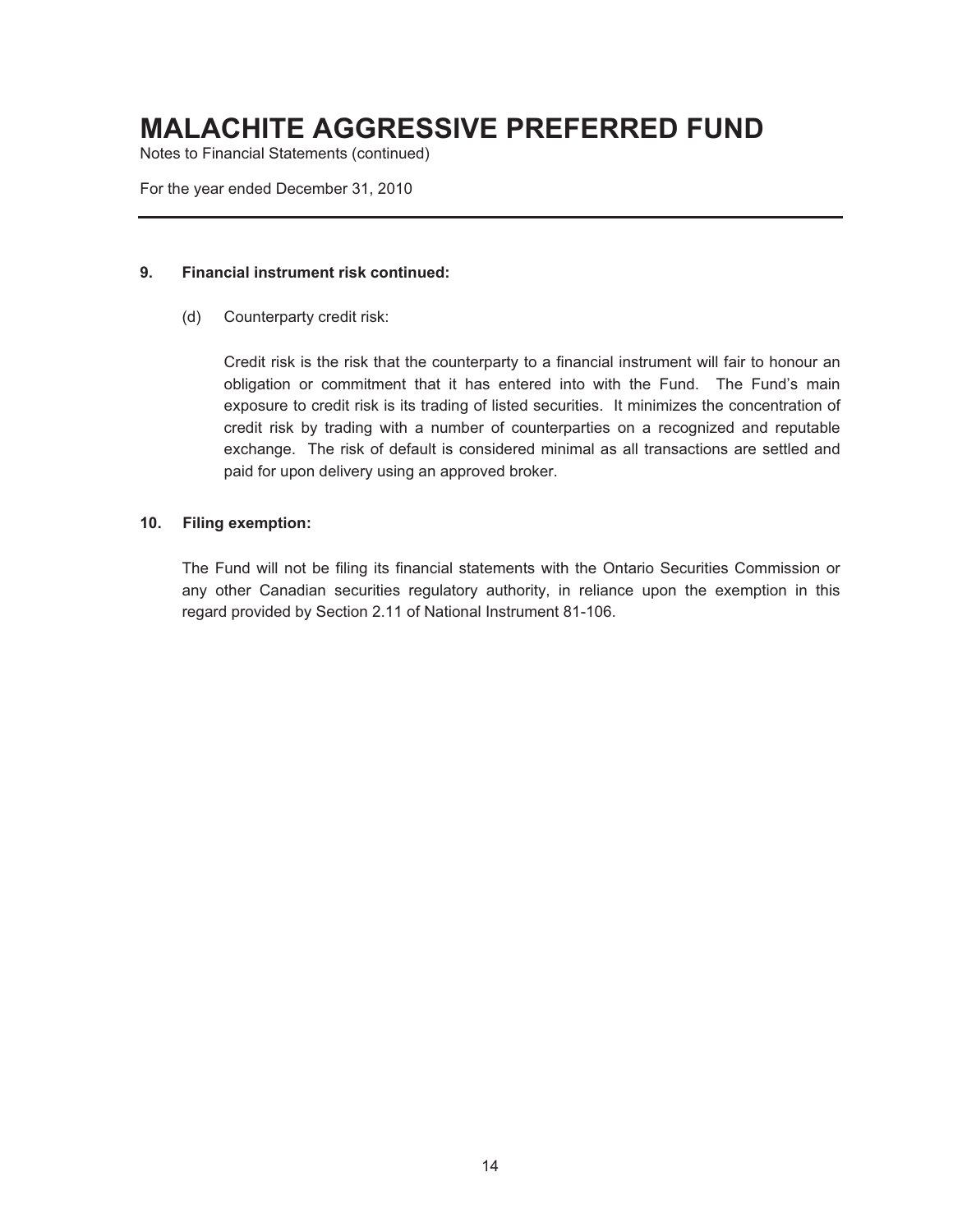# MALACHITE AGGRESSIVE PREFERRED FUND

Notes to Financial Statements (continued)

For the year ended December 31, 2010

**9. Financial instrument risk continued:**

(d) Counterparty credit risk:

Credit risk is the risk that the counterparty to a financial instrument will fair to honour an obligation or commitment that it has entered into with the Fund. The Fund's main exposure to credit risk is its trading of listed securities. It minimizes the concentration of credit risk by trading with a number of counterparties on a recognized and reputable exchange. The risk of default is considered minimal as all transactions are settled and paid for upon delivery using an approved broker.

**10. Filing exemption:**

The Fund will not be filing its financial statements with the Ontario Securities Commission or any other Canadian securities regulatory authority, in reliance upon the exemption in this regard provided by Section 2.11 of National Instrument 81-106.